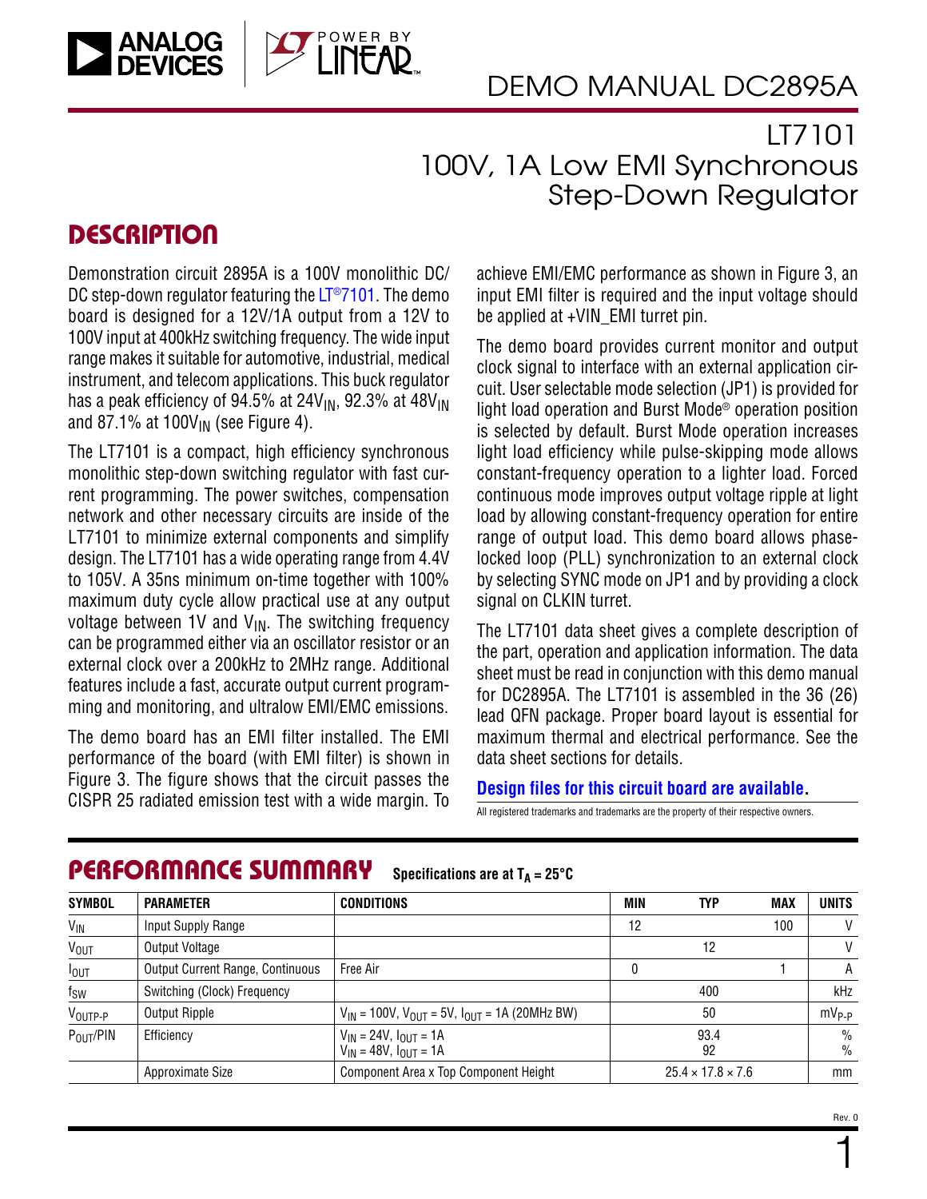# DEMO MANUAL DC2895A

## LT7101 100V, 1A Low EMI Synchronous Step-Down Regulator

## DESCRIPTION

Demonstration circuit 2895A is a 100V monolithic DC/DC step-down regulator featuring the LT®7101. The demo board is designed for a 12V/1A output from a 12V to 100V input at 400kHz switching frequency. The wide input range makes it suitable for automotive, industrial, medical instrument, and telecom applications. This buck regulator has a peak efficiency of 94.5% at $24V_{IN}$, 92.3% at $48V_{IN}$ and 87.1% at $100V_{IN}$ (see Figure 4).

The LT7101 is a compact, high efficiency synchronous monolithic step-down switching regulator with fast current programming. The power switches, compensation network and other necessary circuits are inside of the LT7101 to minimize external components and simplify design. The LT7101 has a wide operating range from 4.4V to 105V. A 35ns minimum on-time together with 100% maximum duty cycle allow practical use at any output voltage between 1V and $V_{IN}$. The switching frequency can be programmed either via an oscillator resistor or an external clock over a 200kHz to 2MHz range. Additional features include a fast, accurate output current programming and monitoring, and ultralow EMI/EMC emissions.

The demo board has an EMI filter installed. The EMI performance of the board (with EMI filter) is shown in Figure 3. The figure shows that the circuit passes the CISPR 25 radiated emission test with a wide margin. To achieve EMI/EMC performance as shown in Figure 3, an input EMI filter is required and the input voltage should be applied at +VIN_EMI turret pin.

The demo board provides current monitor and output clock signal to interface with an external application circuit. User selectable mode selection (JP1) is provided for light load operation and Burst Mode® operation position is selected by default. Burst Mode operation increases light load efficiency while pulse-skipping mode allows constant-frequency operation to a lighter load. Forced continuous mode improves output voltage ripple at light load by allowing constant-frequency operation for entire range of output load. This demo board allows phase-locked loop (PLL) synchronization to an external clock by selecting SYNC mode on JP1 and by providing a clock signal on CLKIN turret.

The LT7101 data sheet gives a complete description of the part, operation and application information. The data sheet must be read in conjunction with this demo manual for DC2895A. The LT7101 is assembled in the 36 (26) lead QFN package. Proper board layout is essential for maximum thermal and electrical performance. See the data sheet sections for details.

**Design files for this circuit board are available.**

All registered trademarks and trademarks are the property of their respective owners.

## PERFORMANCE SUMMARY Specifications are at $T_A = 25°C$

| SYMBOL | PARAMETER | CONDITIONS | MIN | TYP | MAX | UNITS |
|---|---|---|---|---|---|---|
| $V_{IN}$ | Input Supply Range | | 12 | | 100 | V |
| $V_{OUT}$ | Output Voltage | | | 12 | | V |
| $I_{OUT}$ | Output Current Range, Continuous | Free Air | 0 | | 1 | A |
| $f_{SW}$ | Switching (Clock) Frequency | | | 400 | | kHz |
| $V_{OUTP-P}$ | Output Ripple | $V_{IN}$ = 100V, $V_{OUT}$ = 5V, $I_{OUT}$ = 1A (20MHz BW) | | 50 | | $mV_{P-P}$ |
| $P_{OUT}$/PIN | Efficiency | $V_{IN}$ = 24V, $I_{OUT}$ = 1A<br>$V_{IN}$ = 48V, $I_{OUT}$ = 1A | | 93.4<br>92 | | %<br>% |
| | Approximate Size | Component Area x Top Component Height | | 25.4 × 17.8 × 7.6 | | mm |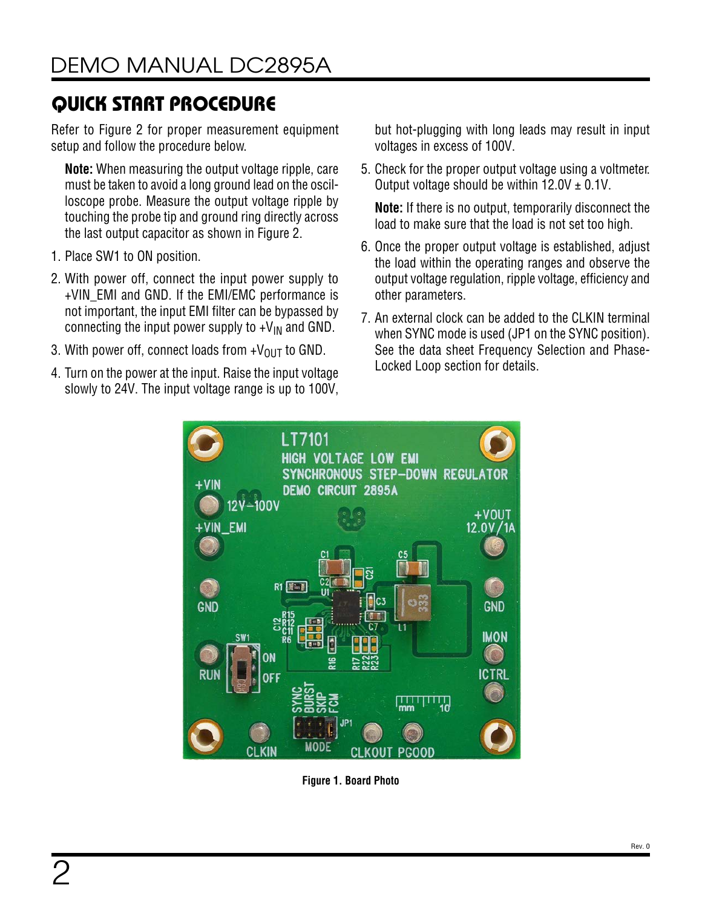## QUICK START PROCEDURE

Refer to Figure 2 for proper measurement equipment setup and follow the procedure below.

**Note:** When measuring the output voltage ripple, care must be taken to avoid a long ground lead on the oscilloscope probe. Measure the output voltage ripple by touching the probe tip and ground ring directly across the last output capacitor as shown in Figure 2.

1. Place SW1 to ON position.
2. With power off, connect the input power supply to +VIN_EMI and GND. If the EMI/EMC performance is not important, the input EMI filter can be bypassed by connecting the input power supply to $+V_{IN}$ and GND.
3. With power off, connect loads from $+V_{OUT}$ to GND.
4. Turn on the power at the input. Raise the input voltage slowly to 24V. The input voltage range is up to 100V, but hot-plugging with long leads may result in input voltages in excess of 100V.
5. Check for the proper output voltage using a voltmeter. Output voltage should be within 12.0V ± 0.1V.

   **Note:** If there is no output, temporarily disconnect the load to make sure that the load is not set too high.

6. Once the proper output voltage is established, adjust the load within the operating ranges and observe the output voltage regulation, ripple voltage, efficiency and other parameters.
7. An external clock can be added to the CLKIN terminal when SYNC mode is used (JP1 on the SYNC position). See the data sheet Frequency Selection and Phase-Locked Loop section for details.

**Figure 1. Board Photo**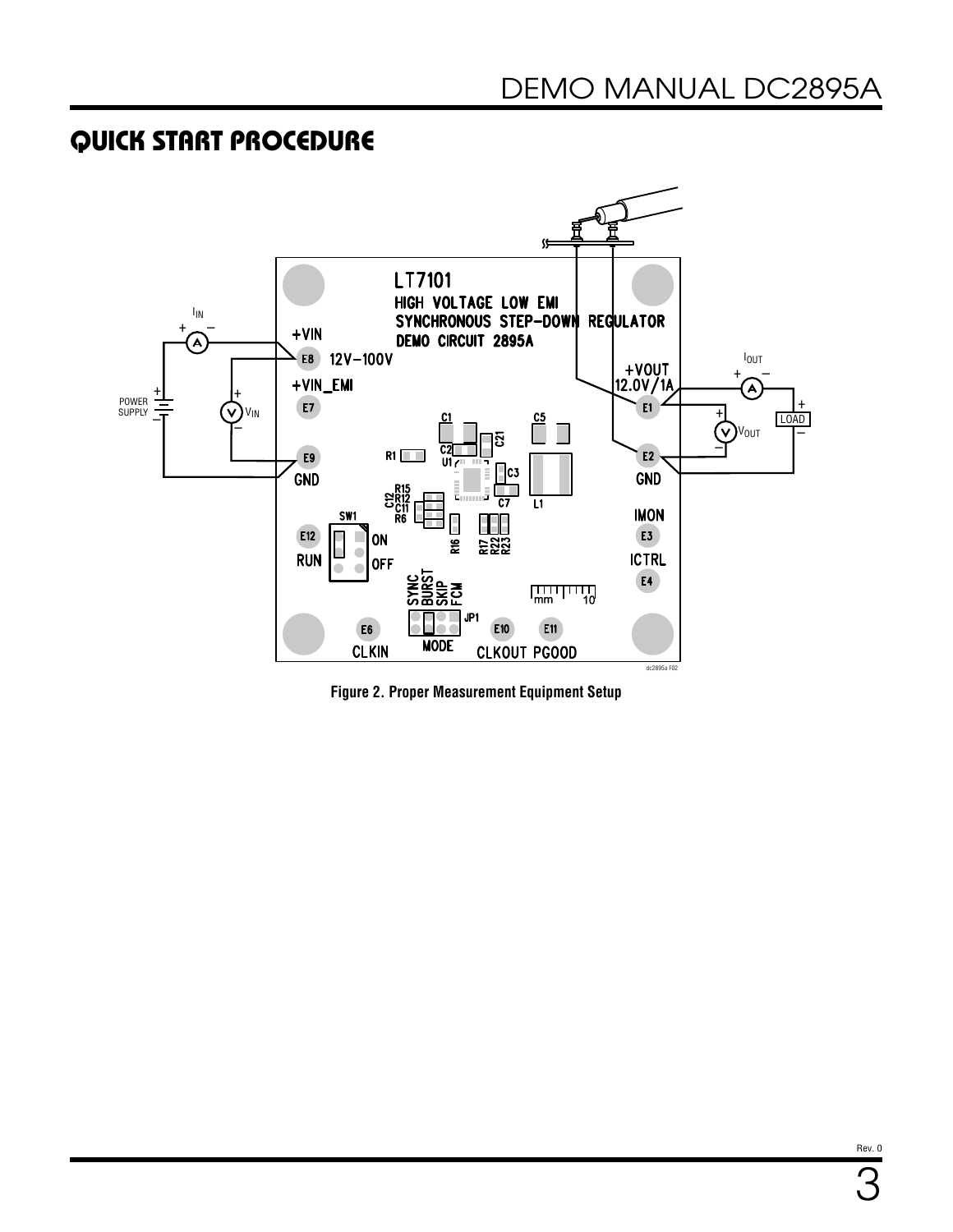## QUICK START PROCEDURE

Figure 2. Proper Measurement Equipment Setup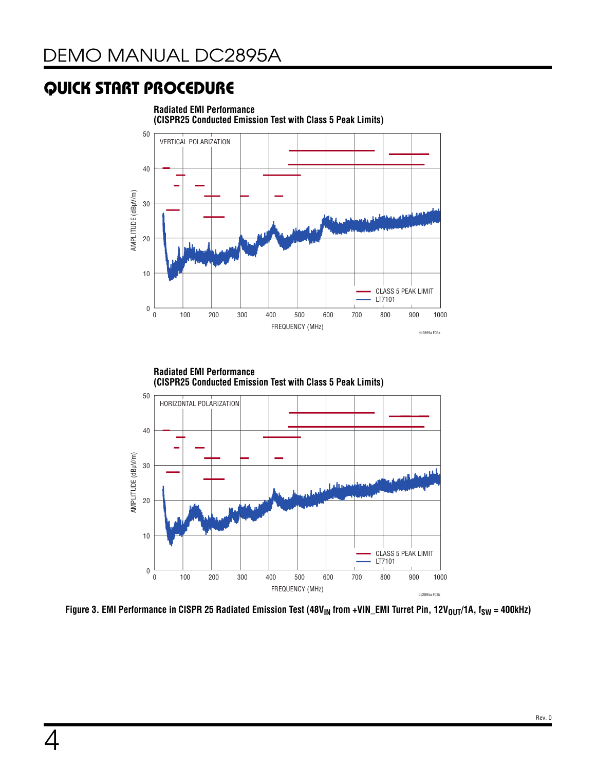## QUICK START PROCEDURE

**Radiated EMI Performance**
**(CISPR25 Conducted Emission Test with Class 5 Peak Limits)**

VERTICAL POLARIZATION

AMPLITUDE (dBμV/m)

FREQUENCY (MHz)

CLASS 5 PEAK LIMIT
LT7101

dc2895a F03a

**Radiated EMI Performance**
**(CISPR25 Conducted Emission Test with Class 5 Peak Limits)**

HORIZONTAL POLARIZATION

AMPLITUDE (dBμV/m)

FREQUENCY (MHz)

CLASS 5 PEAK LIMIT
LT7101

dc2895a F03b

**Figure 3. EMI Performance in CISPR 25 Radiated Emission Test ($48V_{IN}$ from +VIN_EMI Turret Pin, $12V_{OUT}$/1A, $f_{SW}$ = 400kHz)**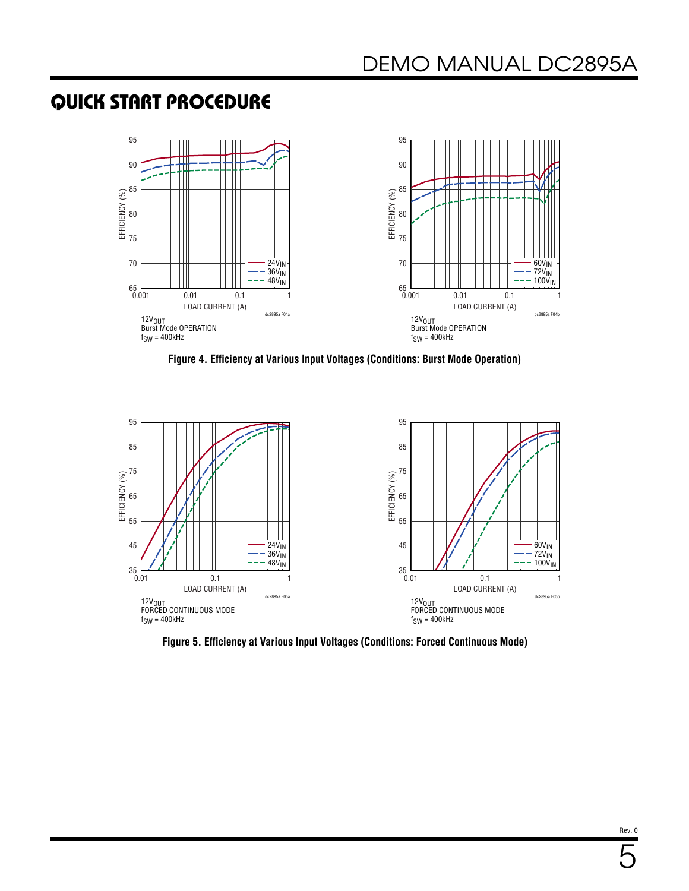## QUICK START PROCEDURE

Figure 4. Efficiency at Various Input Voltages (Conditions: Burst Mode Operation)

Figure 5. Efficiency at Various Input Voltages (Conditions: Forced Continuous Mode)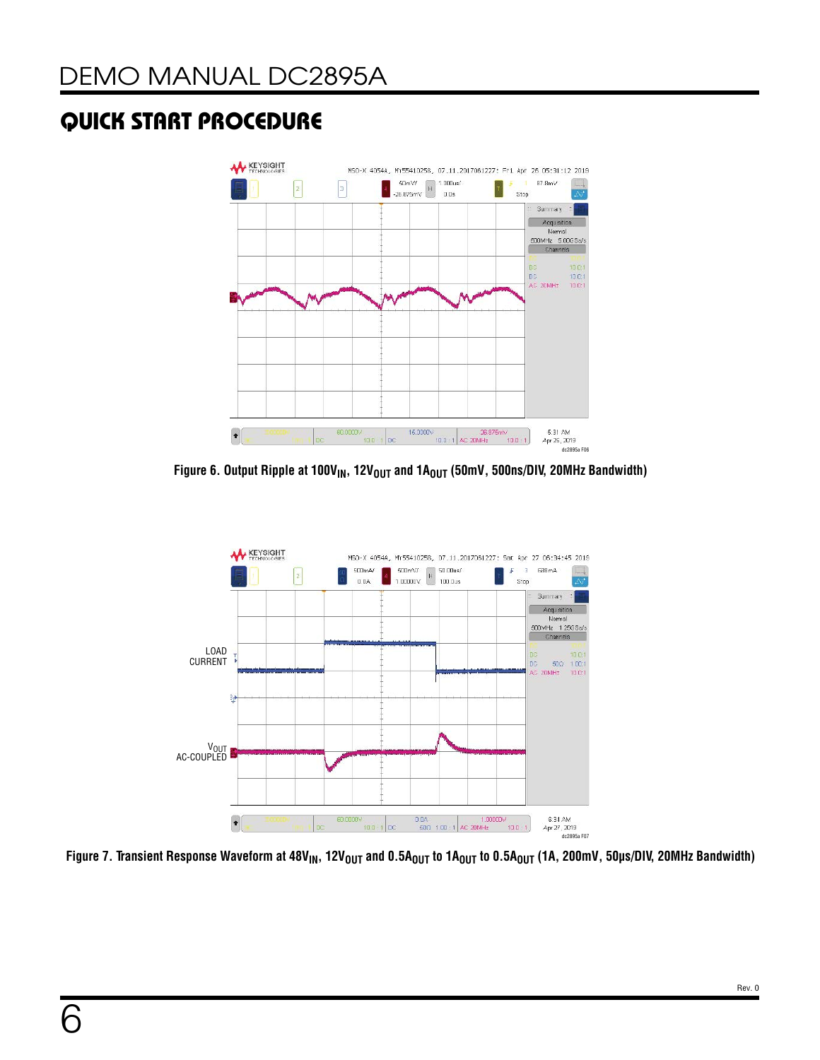## QUICK START PROCEDURE

Figure 6. Output Ripple at $100V_{IN}$, $12V_{OUT}$ and $1A_{OUT}$ (50mV, 500ns/DIV, 20MHz Bandwidth)

LOAD CURRENT

$V_{OUT}$ AC-COUPLED

Figure 7. Transient Response Waveform at $48V_{IN}$, $12V_{OUT}$ and $0.5A_{OUT}$ to $1A_{OUT}$ to $0.5A_{OUT}$ (1A, 200mV, 50μs/DIV, 20MHz Bandwidth)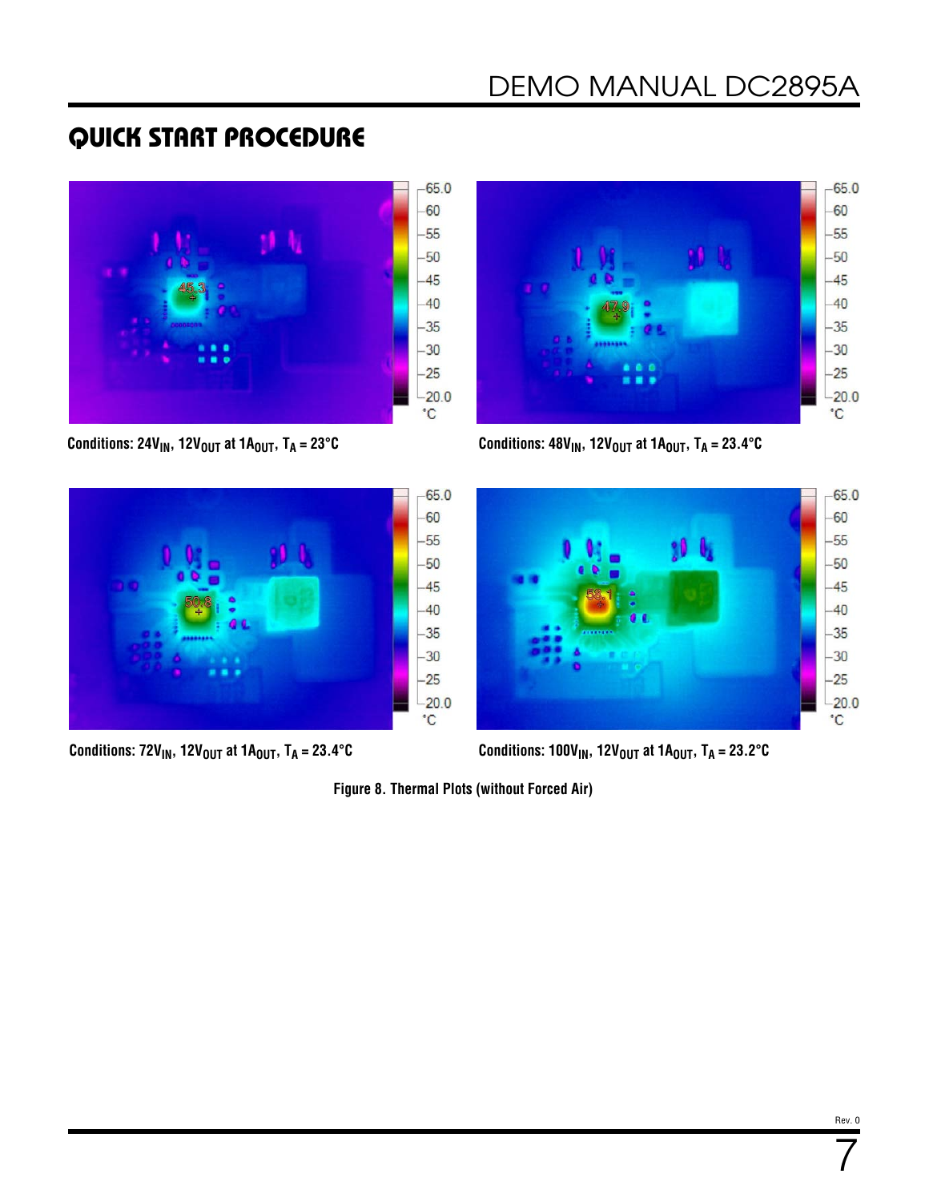## QUICK START PROCEDURE

Conditions: $24V_{IN}$, $12V_{OUT}$ at $1A_{OUT}$, $T_A$ = 23°C

Conditions: $48V_{IN}$, $12V_{OUT}$ at $1A_{OUT}$, $T_A$ = 23.4°C

Conditions: $72V_{IN}$, $12V_{OUT}$ at $1A_{OUT}$, $T_A$ = 23.4°C

Conditions: $100V_{IN}$, $12V_{OUT}$ at $1A_{OUT}$, $T_A$ = 23.2°C

**Figure 8. Thermal Plots (without Forced Air)**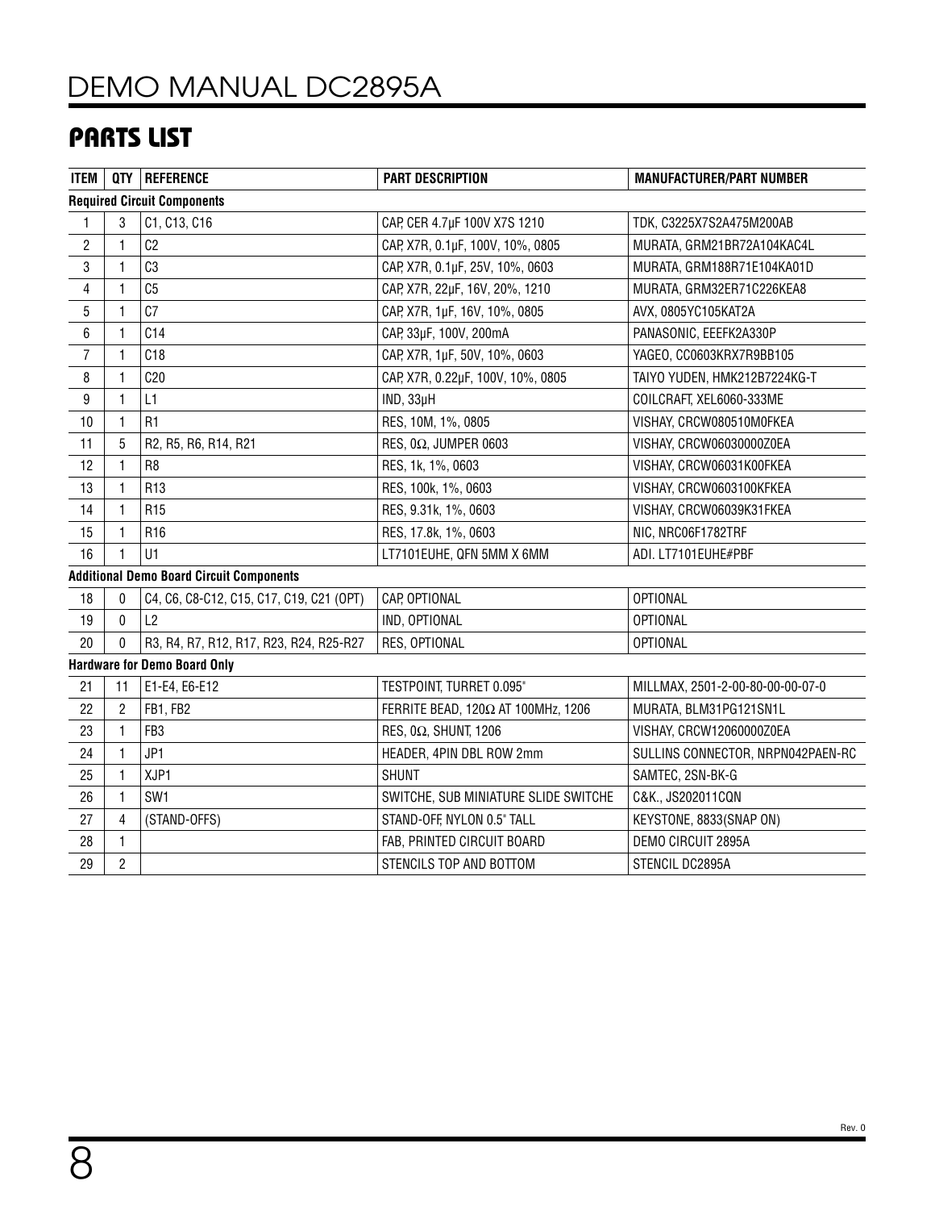## PARTS LIST

| ITEM | QTY | REFERENCE | PART DESCRIPTION | MANUFACTURER/PART NUMBER |
|---|---|---|---|---|
| **Required Circuit Components** | | | | |
| 1 | 3 | C1, C13, C16 | CAP, CER 4.7µF 100V X7S 1210 | TDK, C3225X7S2A475M200AB |
| 2 | 1 | C2 | CAP, X7R, 0.1µF, 100V, 10%, 0805 | MURATA, GRM21BR72A104KAC4L |
| 3 | 1 | C3 | CAP, X7R, 0.1µF, 25V, 10%, 0603 | MURATA, GRM188R71E104KA01D |
| 4 | 1 | C5 | CAP, X7R, 22µF, 16V, 20%, 1210 | MURATA, GRM32ER71C226KEA8 |
| 5 | 1 | C7 | CAP, X7R, 1µF, 16V, 10%, 0805 | AVX, 0805YC105KAT2A |
| 6 | 1 | C14 | CAP, 33µF, 100V, 200mA | PANASONIC, EEEFK2A330P |
| 7 | 1 | C18 | CAP, X7R, 1µF, 50V, 10%, 0603 | YAGEO, CC0603KRX7R9BB105 |
| 8 | 1 | C20 | CAP, X7R, 0.22µF, 100V, 10%, 0805 | TAIYO YUDEN, HMK212B7224KG-T |
| 9 | 1 | L1 | IND, 33µH | COILCRAFT, XEL6060-333ME |
| 10 | 1 | R1 | RES, 10M, 1%, 0805 | VISHAY, CRCW080510M0FKEA |
| 11 | 5 | R2, R5, R6, R14, R21 | RES, 0Ω, JUMPER 0603 | VISHAY, CRCW06030000Z0EA |
| 12 | 1 | R8 | RES, 1k, 1%, 0603 | VISHAY, CRCW06031K00FKEA |
| 13 | 1 | R13 | RES, 100k, 1%, 0603 | VISHAY, CRCW0603100KFKEA |
| 14 | 1 | R15 | RES, 9.31k, 1%, 0603 | VISHAY, CRCW06039K31FKEA |
| 15 | 1 | R16 | RES, 17.8k, 1%, 0603 | NIC, NRC06F1782TRF |
| 16 | 1 | U1 | LT7101EUHE, QFN 5MM X 6MM | ADI. LT7101EUHE#PBF |
| **Additional Demo Board Circuit Components** | | | | |
| 18 | 0 | C4, C6, C8-C12, C15, C17, C19, C21 (OPT) | CAP, OPTIONAL | OPTIONAL |
| 19 | 0 | L2 | IND, OPTIONAL | OPTIONAL |
| 20 | 0 | R3, R4, R7, R12, R17, R23, R24, R25-R27 | RES, OPTIONAL | OPTIONAL |
| **Hardware for Demo Board Only** | | | | |
| 21 | 11 | E1-E4, E6-E12 | TESTPOINT, TURRET 0.095" | MILLMAX, 2501-2-00-80-00-00-07-0 |
| 22 | 2 | FB1, FB2 | FERRITE BEAD, 120Ω AT 100MHz, 1206 | MURATA, BLM31PG121SN1L |
| 23 | 1 | FB3 | RES, 0Ω, SHUNT, 1206 | VISHAY, CRCW12060000Z0EA |
| 24 | 1 | JP1 | HEADER, 4PIN DBL ROW 2mm | SULLINS CONNECTOR, NRPN042PAEN-RC |
| 25 | 1 | XJP1 | SHUNT | SAMTEC, 2SN-BK-G |
| 26 | 1 | SW1 | SWITCHE, SUB MINIATURE SLIDE SWITCHE | C&K., JS202011CQN |
| 27 | 4 | (STAND-OFFS) | STAND-OFF, NYLON 0.5" TALL | KEYSTONE, 8833(SNAP ON) |
| 28 | 1 | | FAB, PRINTED CIRCUIT BOARD | DEMO CIRCUIT 2895A |
| 29 | 2 | | STENCILS TOP AND BOTTOM | STENCIL DC2895A |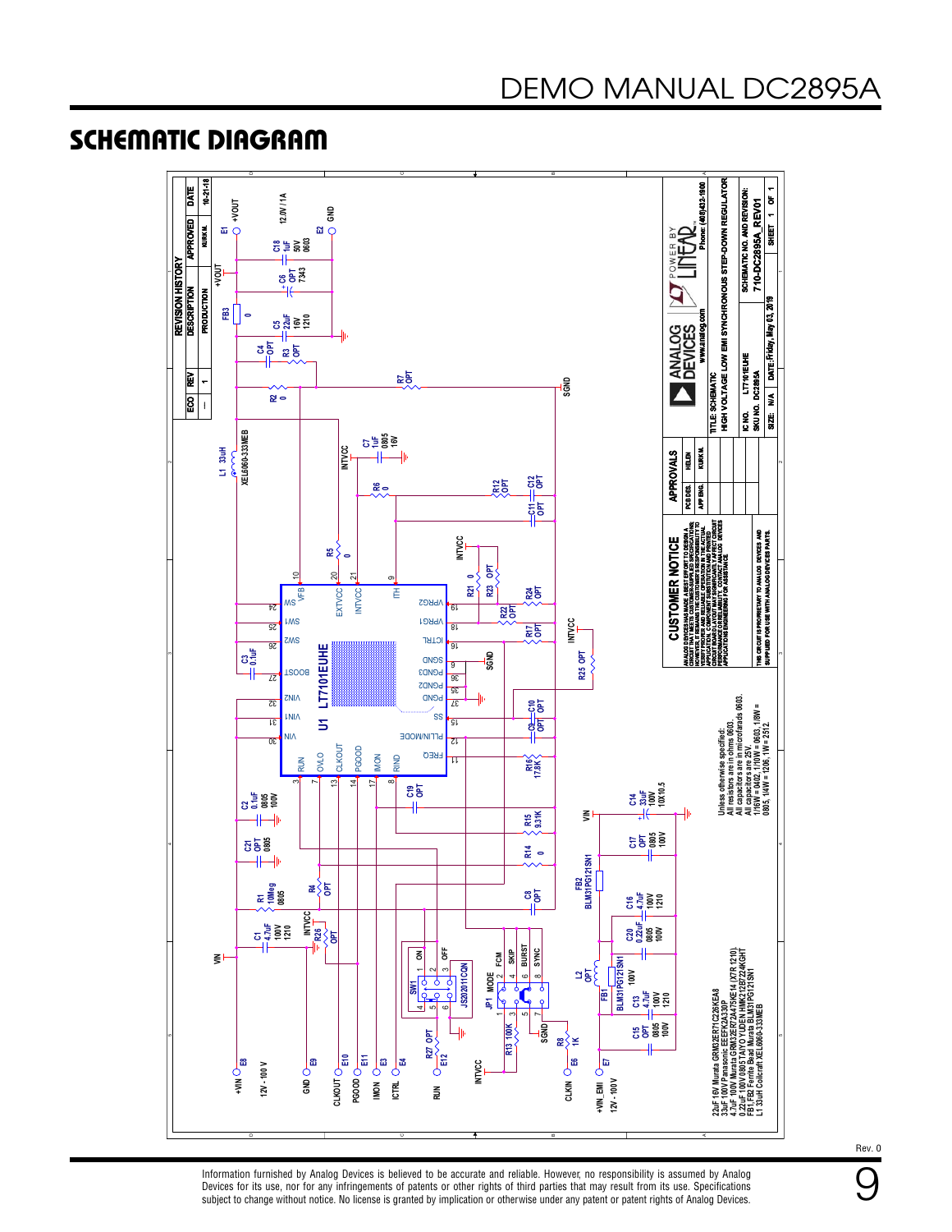## SCHEMATIC DIAGRAM

| ECO | REV | DESCRIPTION | APPROVED | DATE |
|---|---|---|---|---|
| — | 1 | PRODUCTION | KURK M. | 10-21-18 |

Unless otherwise specified:
All resistors are in ohms 0603.
All capacitors are in microfarads 0603.
All capacitors are 25V.
1/16W = 0402, 1/10W = 0603, 1/8W = 0805, 1/4W = 1206, 1W = 2512.

22uF 16V Murata GRM32ER71C226KEA8
33uF 100V Panasonic EEEFK2A330P
4.7uF 100V Murata GRM32ER72A475KE14 (X7R 1210)
0.22uF 100V 0805 TAIYO YUDEN HMK212B7224KGHT
FB1,FB2 Ferrite Bead Murata BLM31PG121SN1
L1 33uH Coilcraft XEL6060-333MEB

**CUSTOMER NOTICE**

ANALOG DEVICES HAS MADE A BEST EFFORT TO DESIGN A CIRCUIT THAT MEETS CUSTOMER-SUPPLIED SPECIFICATIONS; HOWEVER, IT REMAINS THE CUSTOMER'S RESPONSIBILITY TO VERIFY PROPER AND RELIABLE OPERATION IN THE ACTUAL APPLICATION. COMPONENT SUBSTITUTION AND PRINTED CIRCUIT BOARD LAYOUT MAY SIGNIFICANTLY AFFECT CIRCUIT PERFORMANCE OR RELIABILITY. CONTACT ANALOG DEVICES APPLICATIONS ENGINEERING FOR ASSISTANCE.

THIS CIRCUIT IS PROPRIETARY TO ANALOG DEVICES AND SUPPLIED FOR USE WITH ANALOG DEVICES PARTS.

| APPROVALS | |
|---|---|
| PCB DES. | HELEN |
| APP ENG. | KURK M. |

ANALOG DEVICES — POWER BY LINEAR — www.analog.com — Phone: (408)432-1900

TITLE: SCHEMATIC
HIGH VOLTAGE LOW EMI SYNCHRONOUS STEP-DOWN REGULATOR

IC NO. LT7101EUHE
SKU NO. DC2895A
SCHEMATIC NO. AND REVISION: 710-DC2895A_REV01
SIZE: N/A — DATE: Friday, May 03, 2019 — SHEET 1 OF 1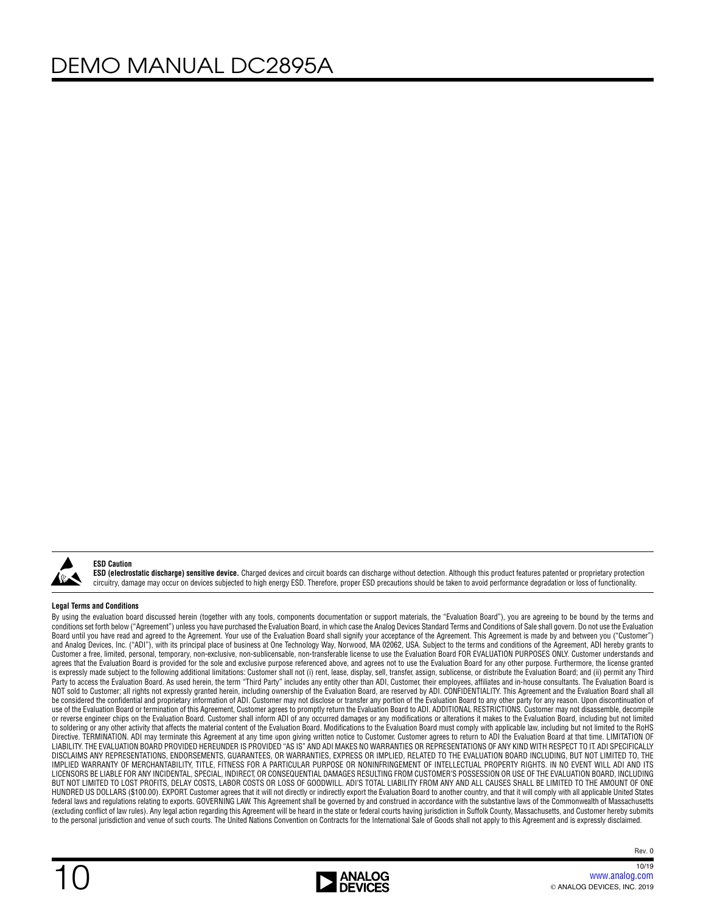**ESD Caution**

**ESD (electrostatic discharge) sensitive device.** Charged devices and circuit boards can discharge without detection. Although this product features patented or proprietary protection circuitry, damage may occur on devices subjected to high energy ESD. Therefore, proper ESD precautions should be taken to avoid performance degradation or loss of functionality.

**Legal Terms and Conditions**

By using the evaluation board discussed herein (together with any tools, components documentation or support materials, the "Evaluation Board"), you are agreeing to be bound by the terms and conditions set forth below ("Agreement") unless you have purchased the Evaluation Board, in which case the Analog Devices Standard Terms and Conditions of Sale shall govern. Do not use the Evaluation Board until you have read and agreed to the Agreement. Your use of the Evaluation Board shall signify your acceptance of the Agreement. This Agreement is made by and between you ("Customer") and Analog Devices, Inc. ("ADI"), with its principal place of business at One Technology Way, Norwood, MA 02062, USA. Subject to the terms and conditions of the Agreement, ADI hereby grants to Customer a free, limited, personal, temporary, non-exclusive, non-sublicensable, non-transferable license to use the Evaluation Board FOR EVALUATION PURPOSES ONLY. Customer understands and agrees that the Evaluation Board is provided for the sole and exclusive purpose referenced above, and agrees not to use the Evaluation Board for any other purpose. Furthermore, the license granted is expressly made subject to the following additional limitations: Customer shall not (i) rent, lease, display, sell, transfer, assign, sublicense, or distribute the Evaluation Board; and (ii) permit any Third Party to access the Evaluation Board. As used herein, the term "Third Party" includes any entity other than ADI, Customer, their employees, affiliates and in-house consultants. The Evaluation Board is NOT sold to Customer; all rights not expressly granted herein, including ownership of the Evaluation Board, are reserved by ADI. CONFIDENTIALITY. This Agreement and the Evaluation Board shall all be considered the confidential and proprietary information of ADI. Customer may not disclose or transfer any portion of the Evaluation Board to any other party for any reason. Upon discontinuation of use of the Evaluation Board or termination of this Agreement, Customer agrees to promptly return the Evaluation Board to ADI. ADDITIONAL RESTRICTIONS. Customer may not disassemble, decompile or reverse engineer chips on the Evaluation Board. Customer shall inform ADI of any occurred damages or any modifications or alterations it makes to the Evaluation Board, including but not limited to soldering or any other activity that affects the material content of the Evaluation Board. Modifications to the Evaluation Board must comply with applicable law, including but not limited to the RoHS Directive. TERMINATION. ADI may terminate this Agreement at any time upon giving written notice to Customer. Customer agrees to return to ADI the Evaluation Board at that time. LIMITATION OF LIABILITY. THE EVALUATION BOARD PROVIDED HEREUNDER IS PROVIDED "AS IS" AND ADI MAKES NO WARRANTIES OR REPRESENTATIONS OF ANY KIND WITH RESPECT TO IT. ADI SPECIFICALLY DISCLAIMS ANY REPRESENTATIONS, ENDORSEMENTS, GUARANTEES, OR WARRANTIES, EXPRESS OR IMPLIED, RELATED TO THE EVALUATION BOARD INCLUDING, BUT NOT LIMITED TO, THE IMPLIED WARRANTY OF MERCHANTABILITY, TITLE, FITNESS FOR A PARTICULAR PURPOSE OR NONINFRINGEMENT OF INTELLECTUAL PROPERTY RIGHTS. IN NO EVENT WILL ADI AND ITS LICENSORS BE LIABLE FOR ANY INCIDENTAL, SPECIAL, INDIRECT, OR CONSEQUENTIAL DAMAGES RESULTING FROM CUSTOMER'S POSSESSION OR USE OF THE EVALUATION BOARD, INCLUDING BUT NOT LIMITED TO LOST PROFITS, DELAY COSTS, LABOR COSTS OR LOSS OF GOODWILL. ADI'S TOTAL LIABILITY FROM ANY AND ALL CAUSES SHALL BE LIMITED TO THE AMOUNT OF ONE HUNDRED US DOLLARS ($100.00). EXPORT. Customer agrees that it will not directly or indirectly export the Evaluation Board to another country, and that it will comply with all applicable United States federal laws and regulations relating to exports. GOVERNING LAW. This Agreement shall be governed by and construed in accordance with the substantive laws of the Commonwealth of Massachusetts (excluding conflict of law rules). Any legal action regarding this Agreement will be heard in the state or federal courts having jurisdiction in Suffolk County, Massachusetts, and Customer hereby submits to the personal jurisdiction and venue of such courts. The United Nations Convention on Contracts for the International Sale of Goods shall not apply to this Agreement and is expressly disclaimed.